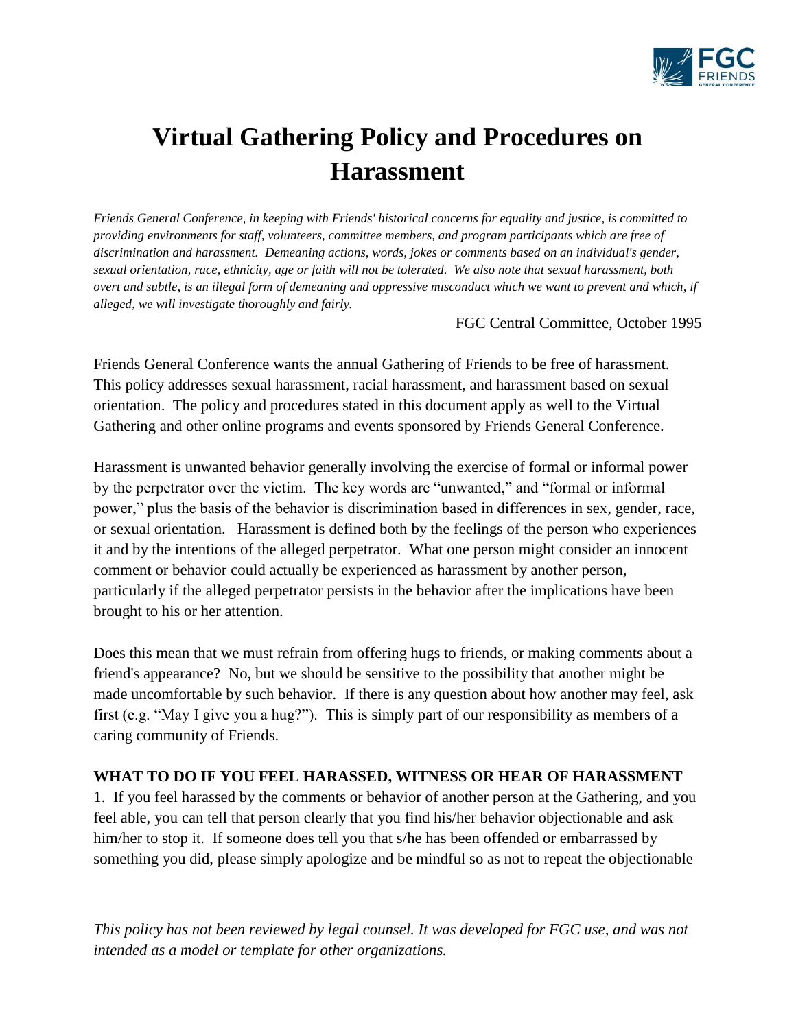# Virtual Gathering Policy and Procedures on Harassment

*Friends General Conference, in keeping with Friends' historical concerns for equality and justice, is committed to providing environments for staff, volunteers, committee members, and program participants which are free of discrimination and harassment. Demeaning actions, words, jokes or comments based on an individual's gender, sexual orientation, race, ethnicity, age or faith will not be tolerated. We also note that sexual harassment, both overt and subtle, is an illegal form of demeaning and oppressive misconduct which we want to prevent and which, if alleged, we will investigate thoroughly and fairly.*

FGC Central Committee, October 1995

Friends General Conference wants the annual Gathering of Friends to be free of harassment. This policy addresses sexual harassment, racial harassment, and harassment based on sexual orientation. The policy and procedures stated in this document apply as well to the Virtual Gathering and other online programs and events sponsored by Friends General Conference.

Harassment is unwanted behavior generally involving the exercise of formal or informal power by the perpetrator over the victim. The key words are "unwanted," and "formal or informal power," plus the basis of the behavior is discrimination based in differences in sex, gender, race, or sexual orientation. Harassment is defined both by the feelings of the person who experiences it and by the intentions of the alleged perpetrator. What one person might consider an innocent comment or behavior could actually be experienced as harassment by another person, particularly if the alleged perpetrator persists in the behavior after the implications have been brought to his or her attention.

Does this mean that we must refrain from offering hugs to friends, or making comments about a friend's appearance? No, but we should be sensitive to the possibility that another might be made uncomfortable by such behavior. If there is any question about how another may feel, ask first (e.g. "May I give you a hug?"). This is simply part of our responsibility as members of a caring community of Friends.

**WHAT TO DO IF YOU FEEL HARASSED, WITNESS OR HEAR OF HARASSMENT**

1. If you feel harassed by the comments or behavior of another person at the Gathering, and you feel able, you can tell that person clearly that you find his/her behavior objectionable and ask him/her to stop it. If someone does tell you that s/he has been offended or embarrassed by something you did, please simply apologize and be mindful so as not to repeat the objectionable

*This policy has not been reviewed by legal counsel. It was developed for FGC use, and was not intended as a model or template for other organizations.*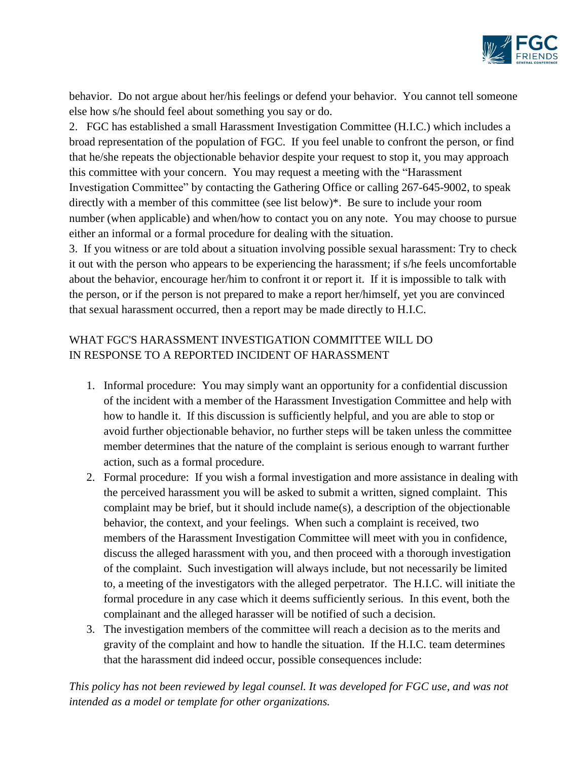behavior. Do not argue about her/his feelings or defend your behavior. You cannot tell someone else how s/he should feel about something you say or do.

2. FGC has established a small Harassment Investigation Committee (H.I.C.) which includes a broad representation of the population of FGC. If you feel unable to confront the person, or find that he/she repeats the objectionable behavior despite your request to stop it, you may approach this committee with your concern. You may request a meeting with the "Harassment Investigation Committee" by contacting the Gathering Office or calling 267-645-9002, to speak directly with a member of this committee (see list below)*. Be sure to include your room number (when applicable) and when/how to contact you on any note. You may choose to pursue either an informal or a formal procedure for dealing with the situation.

3. If you witness or are told about a situation involving possible sexual harassment: Try to check it out with the person who appears to be experiencing the harassment; if s/he feels uncomfortable about the behavior, encourage her/him to confront it or report it. If it is impossible to talk with the person, or if the person is not prepared to make a report her/himself, yet you are convinced that sexual harassment occurred, then a report may be made directly to H.I.C.

## WHAT FGC'S HARASSMENT INVESTIGATION COMMITTEE WILL DO IN RESPONSE TO A REPORTED INCIDENT OF HARASSMENT

1. Informal procedure: You may simply want an opportunity for a confidential discussion of the incident with a member of the Harassment Investigation Committee and help with how to handle it. If this discussion is sufficiently helpful, and you are able to stop or avoid further objectionable behavior, no further steps will be taken unless the committee member determines that the nature of the complaint is serious enough to warrant further action, such as a formal procedure.
2. Formal procedure: If you wish a formal investigation and more assistance in dealing with the perceived harassment you will be asked to submit a written, signed complaint. This complaint may be brief, but it should include name(s), a description of the objectionable behavior, the context, and your feelings. When such a complaint is received, two members of the Harassment Investigation Committee will meet with you in confidence, discuss the alleged harassment with you, and then proceed with a thorough investigation of the complaint. Such investigation will always include, but not necessarily be limited to, a meeting of the investigators with the alleged perpetrator. The H.I.C. will initiate the formal procedure in any case which it deems sufficiently serious. In this event, both the complainant and the alleged harasser will be notified of such a decision.
3. The investigation members of the committee will reach a decision as to the merits and gravity of the complaint and how to handle the situation. If the H.I.C. team determines that the harassment did indeed occur, possible consequences include:

*This policy has not been reviewed by legal counsel. It was developed for FGC use, and was not intended as a model or template for other organizations.*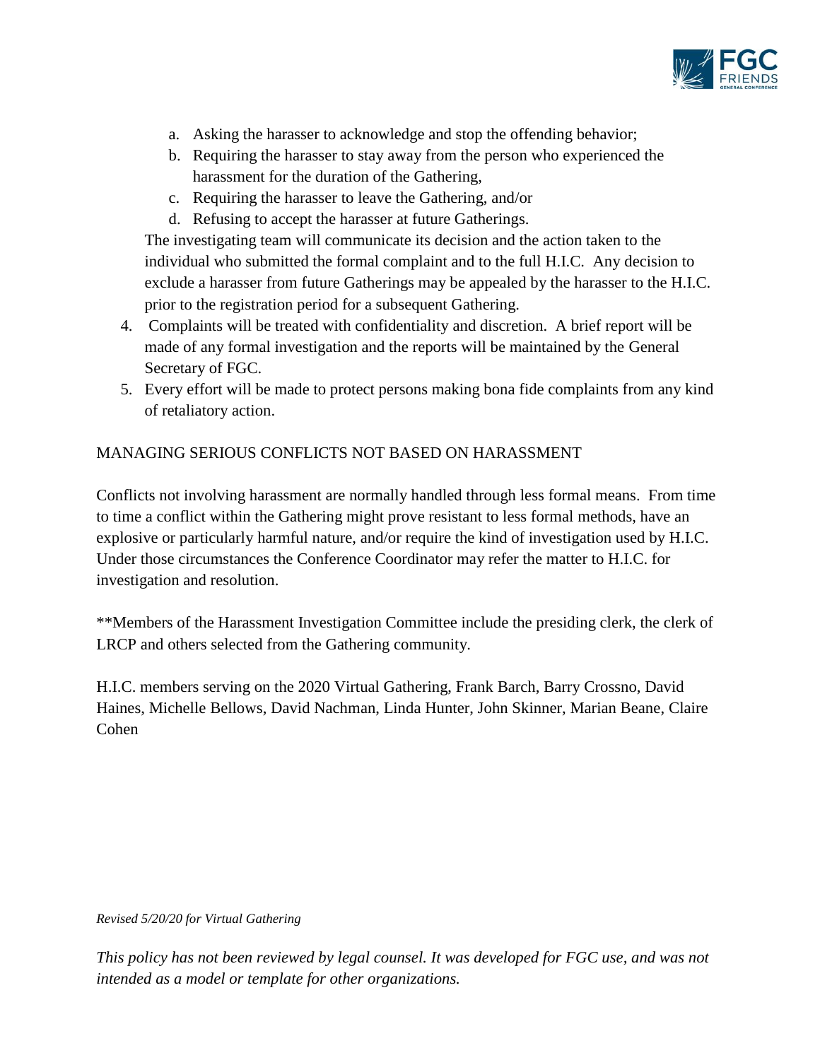a. Asking the harasser to acknowledge and stop the offending behavior;
   b. Requiring the harasser to stay away from the person who experienced the harassment for the duration of the Gathering,
   c. Requiring the harasser to leave the Gathering, and/or
   d. Refusing to accept the harasser at future Gatherings.

   The investigating team will communicate its decision and the action taken to the individual who submitted the formal complaint and to the full H.I.C. Any decision to exclude a harasser from future Gatherings may be appealed by the harasser to the H.I.C. prior to the registration period for a subsequent Gathering.

4. Complaints will be treated with confidentiality and discretion. A brief report will be made of any formal investigation and the reports will be maintained by the General Secretary of FGC.
5. Every effort will be made to protect persons making bona fide complaints from any kind of retaliatory action.

MANAGING SERIOUS CONFLICTS NOT BASED ON HARASSMENT

Conflicts not involving harassment are normally handled through less formal means. From time to time a conflict within the Gathering might prove resistant to less formal methods, have an explosive or particularly harmful nature, and/or require the kind of investigation used by H.I.C. Under those circumstances the Conference Coordinator may refer the matter to H.I.C. for investigation and resolution.

**Members of the Harassment Investigation Committee include the presiding clerk, the clerk of LRCP and others selected from the Gathering community.

H.I.C. members serving on the 2020 Virtual Gathering, Frank Barch, Barry Crossno, David Haines, Michelle Bellows, David Nachman, Linda Hunter, John Skinner, Marian Beane, Claire Cohen

*Revised 5/20/20 for Virtual Gathering*

*This policy has not been reviewed by legal counsel. It was developed for FGC use, and was not intended as a model or template for other organizations.*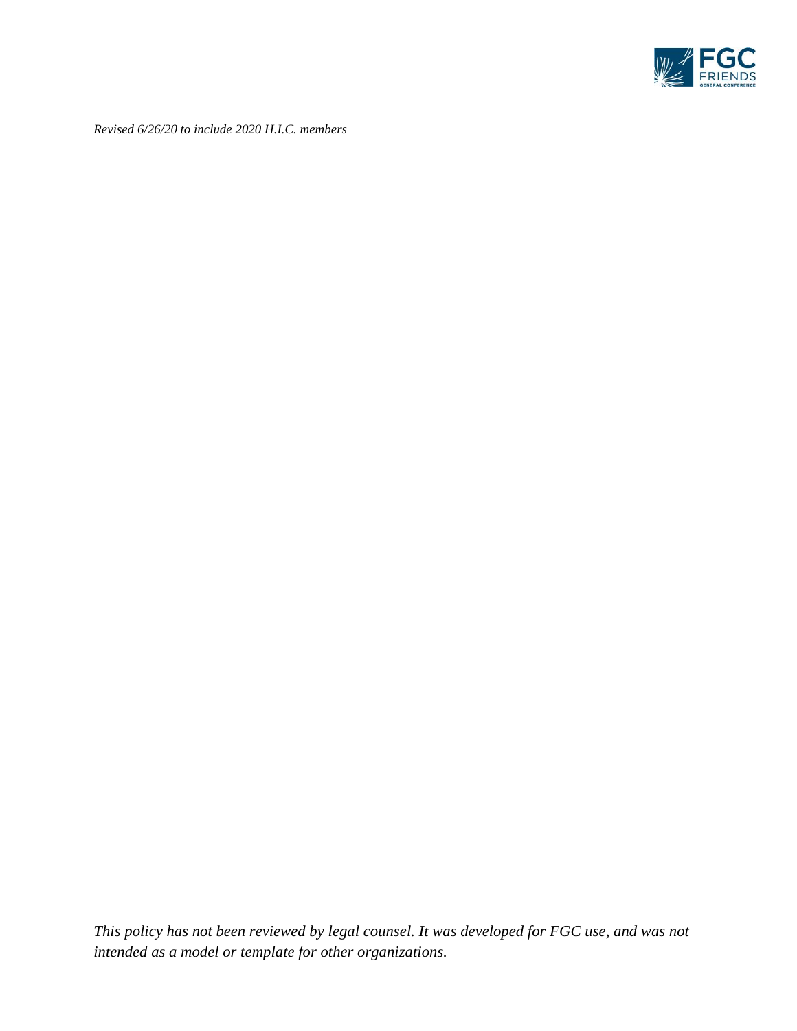*Revised 6/26/20 to include 2020 H.I.C. members*

*This policy has not been reviewed by legal counsel. It was developed for FGC use, and was not intended as a model or template for other organizations.*